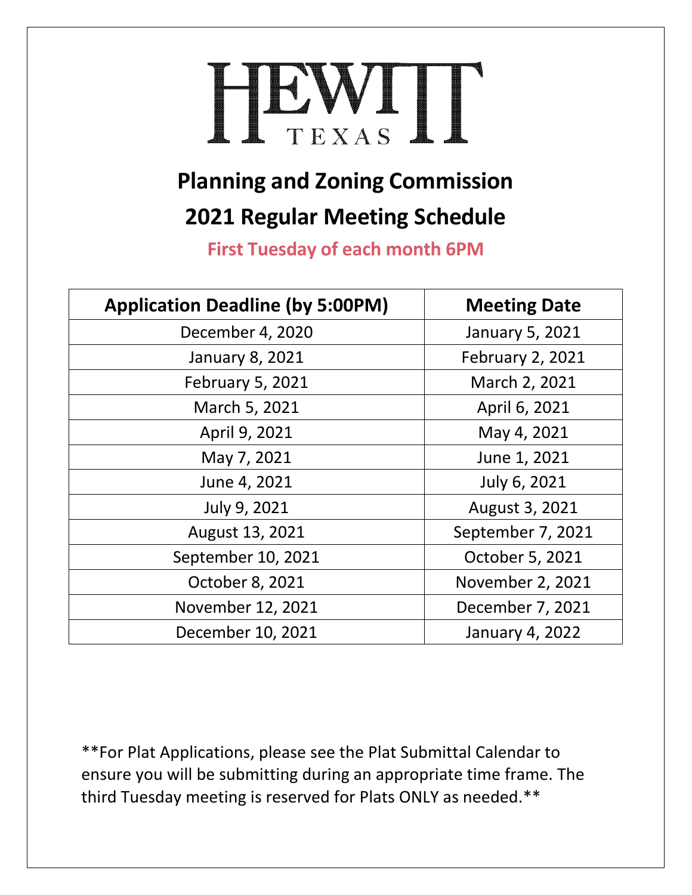HEWITT TEXAS

# Planning and Zoning Commission

# 2021 Regular Meeting Schedule

**First Tuesday of each month 6PM**

| Application Deadline (by 5:00PM) | Meeting Date |
|---|---|
| December 4, 2020 | January 5, 2021 |
| January 8, 2021 | February 2, 2021 |
| February 5, 2021 | March 2, 2021 |
| March 5, 2021 | April 6, 2021 |
| April 9, 2021 | May 4, 2021 |
| May 7, 2021 | June 1, 2021 |
| June 4, 2021 | July 6, 2021 |
| July 9, 2021 | August 3, 2021 |
| August 13, 2021 | September 7, 2021 |
| September 10, 2021 | October 5, 2021 |
| October 8, 2021 | November 2, 2021 |
| November 12, 2021 | December 7, 2021 |
| December 10, 2021 | January 4, 2022 |

**For Plat Applications, please see the Plat Submittal Calendar to ensure you will be submitting during an appropriate time frame. The third Tuesday meeting is reserved for Plats ONLY as needed.**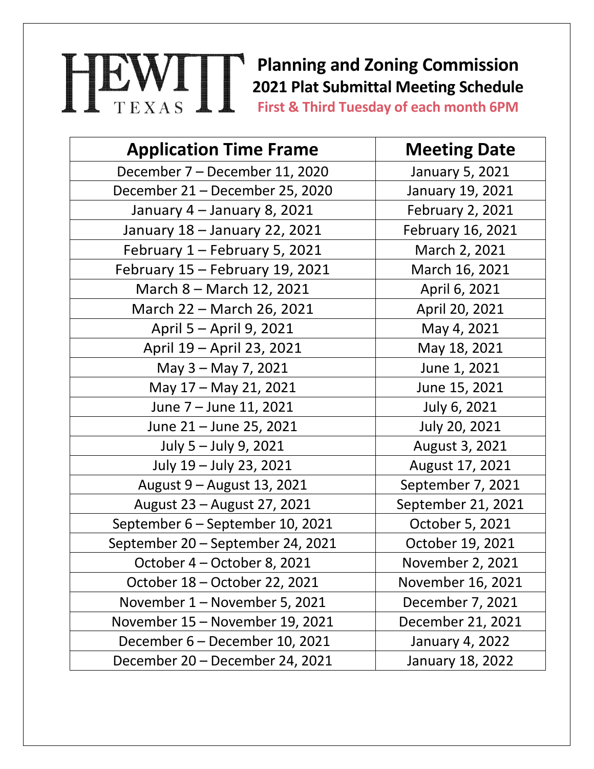HEWITT TEXAS

# Planning and Zoning Commission
## 2021 Plat Submittal Meeting Schedule
**First & Third Tuesday of each month 6PM**

| Application Time Frame | Meeting Date |
|---|---|
| December 7 – December 11, 2020 | January 5, 2021 |
| December 21 – December 25, 2020 | January 19, 2021 |
| January 4 – January 8, 2021 | February 2, 2021 |
| January 18 – January 22, 2021 | February 16, 2021 |
| February 1 – February 5, 2021 | March 2, 2021 |
| February 15 – February 19, 2021 | March 16, 2021 |
| March 8 – March 12, 2021 | April 6, 2021 |
| March 22 – March 26, 2021 | April 20, 2021 |
| April 5 – April 9, 2021 | May 4, 2021 |
| April 19 – April 23, 2021 | May 18, 2021 |
| May 3 – May 7, 2021 | June 1, 2021 |
| May 17 – May 21, 2021 | June 15, 2021 |
| June 7 – June 11, 2021 | July 6, 2021 |
| June 21 – June 25, 2021 | July 20, 2021 |
| July 5 – July 9, 2021 | August 3, 2021 |
| July 19 – July 23, 2021 | August 17, 2021 |
| August 9 – August 13, 2021 | September 7, 2021 |
| August 23 – August 27, 2021 | September 21, 2021 |
| September 6 – September 10, 2021 | October 5, 2021 |
| September 20 – September 24, 2021 | October 19, 2021 |
| October 4 – October 8, 2021 | November 2, 2021 |
| October 18 – October 22, 2021 | November 16, 2021 |
| November 1 – November 5, 2021 | December 7, 2021 |
| November 15 – November 19, 2021 | December 21, 2021 |
| December 6 – December 10, 2021 | January 4, 2022 |
| December 20 – December 24, 2021 | January 18, 2022 |